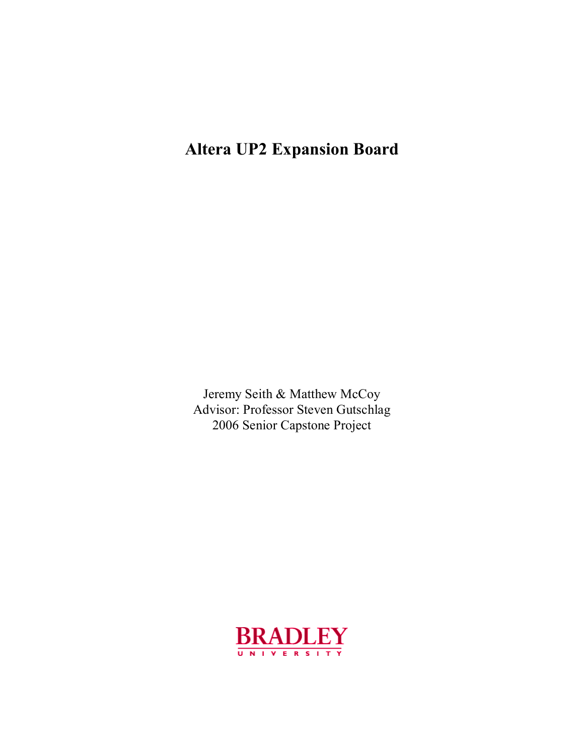# Altera UP2 Expansion Board

Jeremy Seith & Matthew McCoy
Advisor: Professor Steven Gutschlag
2006 Senior Capstone Project

BRADLEY
UNIVERSITY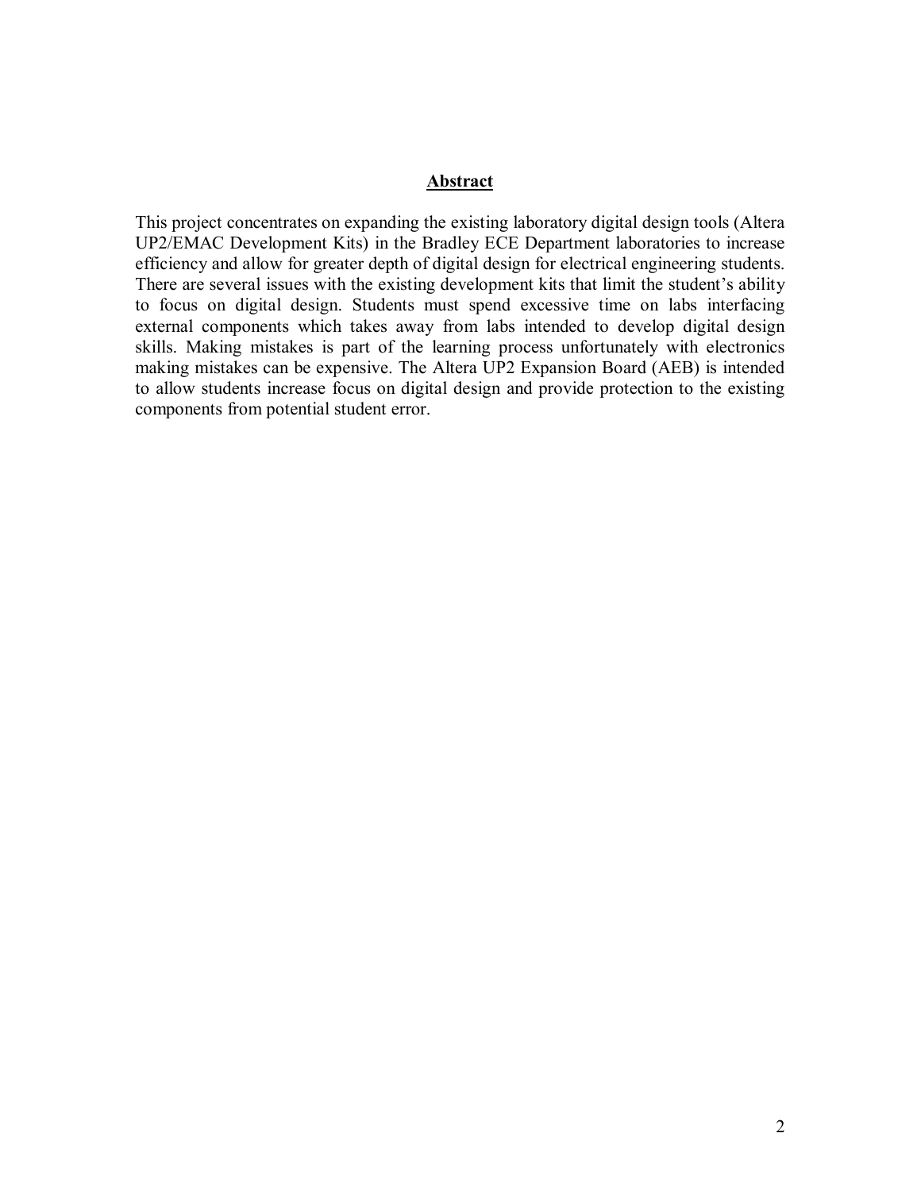# Abstract

This project concentrates on expanding the existing laboratory digital design tools (Altera UP2/EMAC Development Kits) in the Bradley ECE Department laboratories to increase efficiency and allow for greater depth of digital design for electrical engineering students. There are several issues with the existing development kits that limit the student's ability to focus on digital design. Students must spend excessive time on labs interfacing external components which takes away from labs intended to develop digital design skills. Making mistakes is part of the learning process unfortunately with electronics making mistakes can be expensive. The Altera UP2 Expansion Board (AEB) is intended to allow students increase focus on digital design and provide protection to the existing components from potential student error.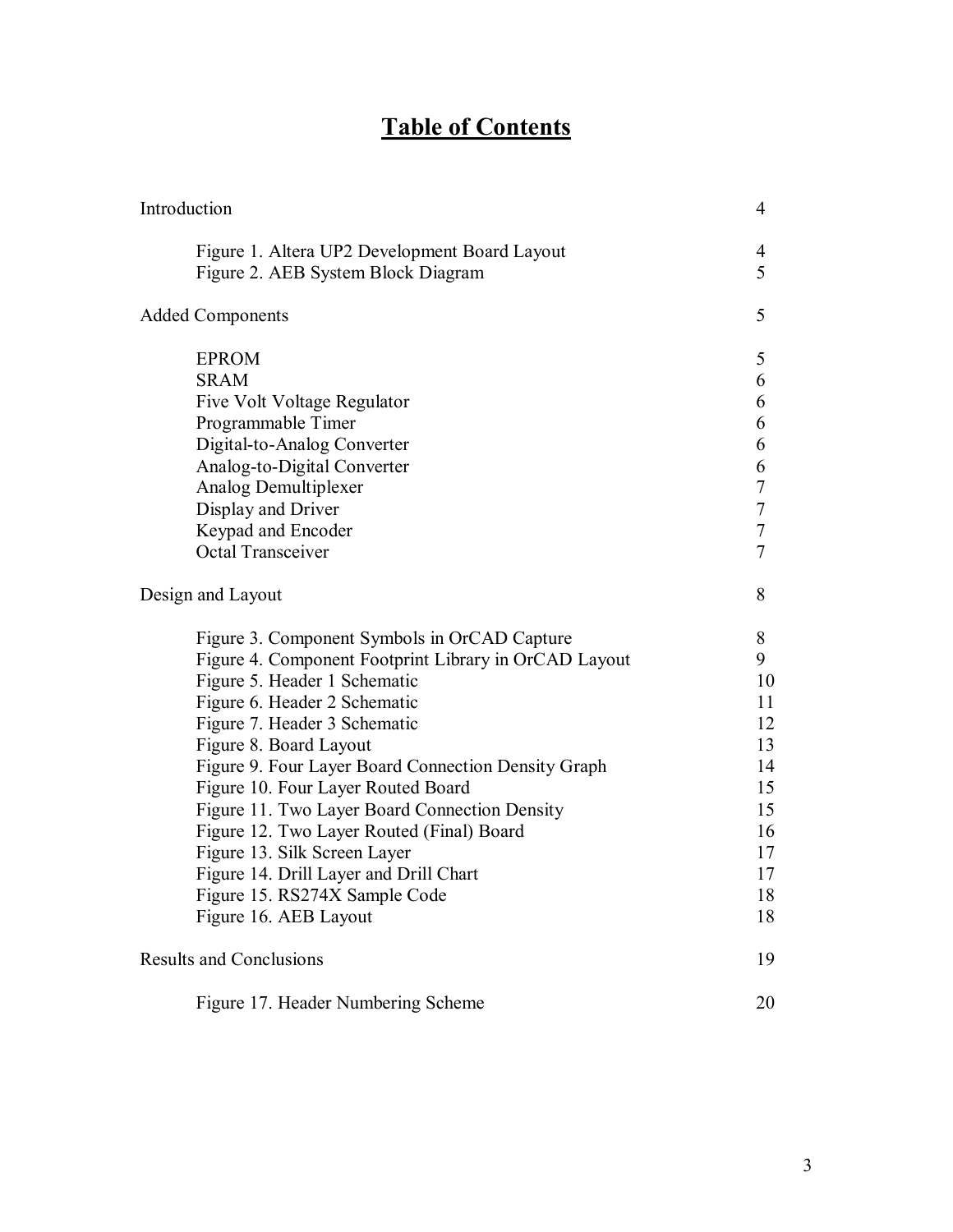# Table of Contents

| | |
|---|---|
| Introduction | 4 |
| Figure 1. Altera UP2 Development Board Layout | 4 |
| Figure 2. AEB System Block Diagram | 5 |
| Added Components | 5 |
| EPROM | 5 |
| SRAM | 6 |
| Five Volt Voltage Regulator | 6 |
| Programmable Timer | 6 |
| Digital-to-Analog Converter | 6 |
| Analog-to-Digital Converter | 6 |
| Analog Demultiplexer | 7 |
| Display and Driver | 7 |
| Keypad and Encoder | 7 |
| Octal Transceiver | 7 |
| Design and Layout | 8 |
| Figure 3. Component Symbols in OrCAD Capture | 8 |
| Figure 4. Component Footprint Library in OrCAD Layout | 9 |
| Figure 5. Header 1 Schematic | 10 |
| Figure 6. Header 2 Schematic | 11 |
| Figure 7. Header 3 Schematic | 12 |
| Figure 8. Board Layout | 13 |
| Figure 9. Four Layer Board Connection Density Graph | 14 |
| Figure 10. Four Layer Routed Board | 15 |
| Figure 11. Two Layer Board Connection Density | 15 |
| Figure 12. Two Layer Routed (Final) Board | 16 |
| Figure 13. Silk Screen Layer | 17 |
| Figure 14. Drill Layer and Drill Chart | 17 |
| Figure 15. RS274X Sample Code | 18 |
| Figure 16. AEB Layout | 18 |
| Results and Conclusions | 19 |
| Figure 17. Header Numbering Scheme | 20 |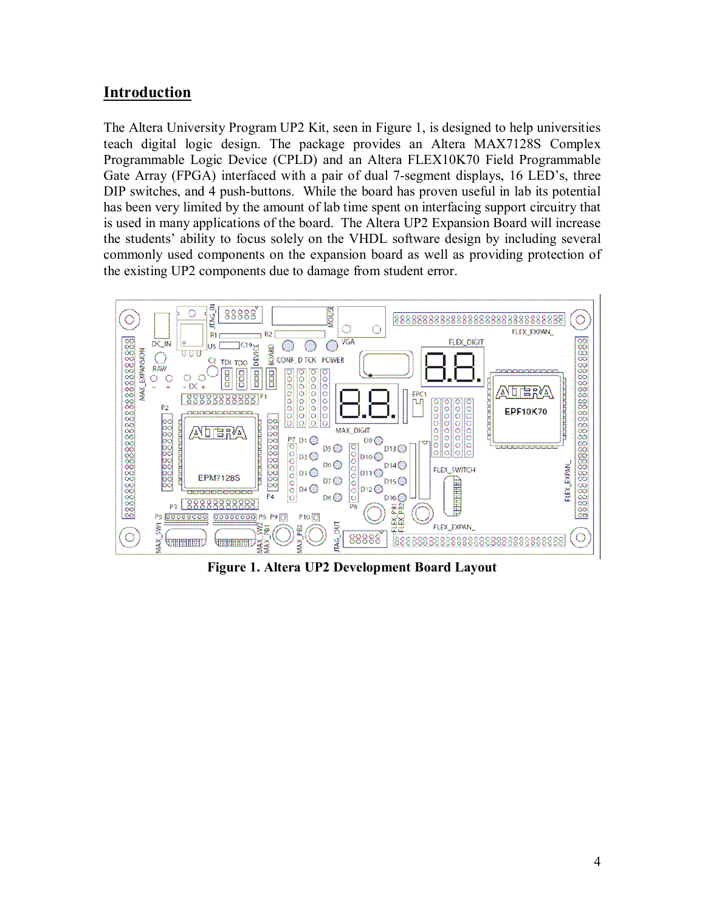## **Introduction**

The Altera University Program UP2 Kit, seen in Figure 1, is designed to help universities teach digital logic design. The package provides an Altera MAX7128S Complex Programmable Logic Device (CPLD) and an Altera FLEX10K70 Field Programmable Gate Array (FPGA) interfaced with a pair of dual 7-segment displays, 16 LED's, three DIP switches, and 4 push-buttons. While the board has proven useful in lab its potential has been very limited by the amount of lab time spent on interfacing support circuitry that is used in many applications of the board. The Altera UP2 Expansion Board will increase the students' ability to focus solely on the VHDL software design by including several commonly used components on the expansion board as well as providing protection of the existing UP2 components due to damage from student error.

**Figure 1. Altera UP2 Development Board Layout**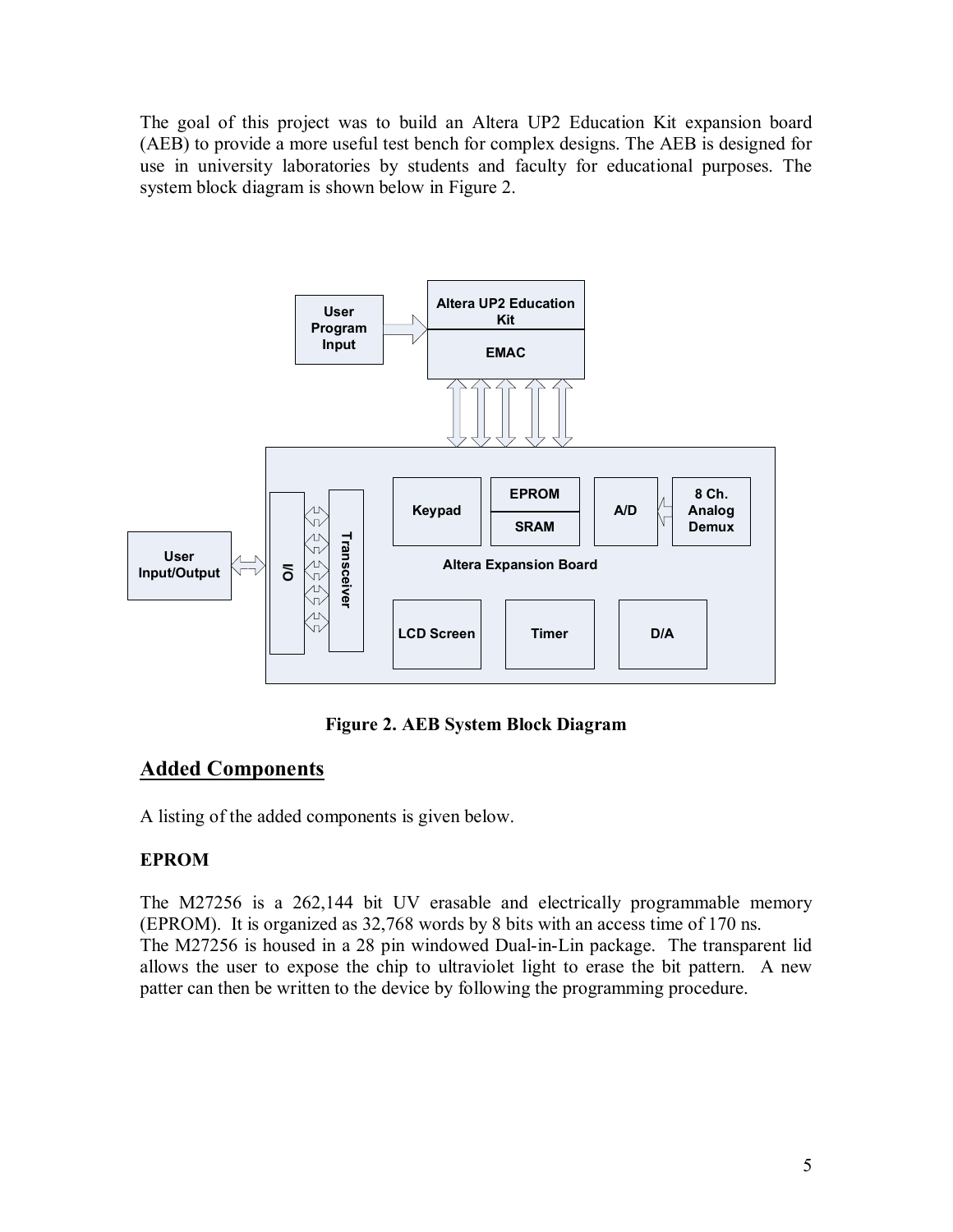The goal of this project was to build an Altera UP2 Education Kit expansion board (AEB) to provide a more useful test bench for complex designs. The AEB is designed for use in university laboratories by students and faculty for educational purposes. The system block diagram is shown below in Figure 2.

**Figure 2. AEB System Block Diagram**

## Added Components

A listing of the added components is given below.

**EPROM**

The M27256 is a 262,144 bit UV erasable and electrically programmable memory (EPROM). It is organized as 32,768 words by 8 bits with an access time of 170 ns.
The M27256 is housed in a 28 pin windowed Dual-in-Lin package. The transparent lid allows the user to expose the chip to ultraviolet light to erase the bit pattern. A new patter can then be written to the device by following the programming procedure.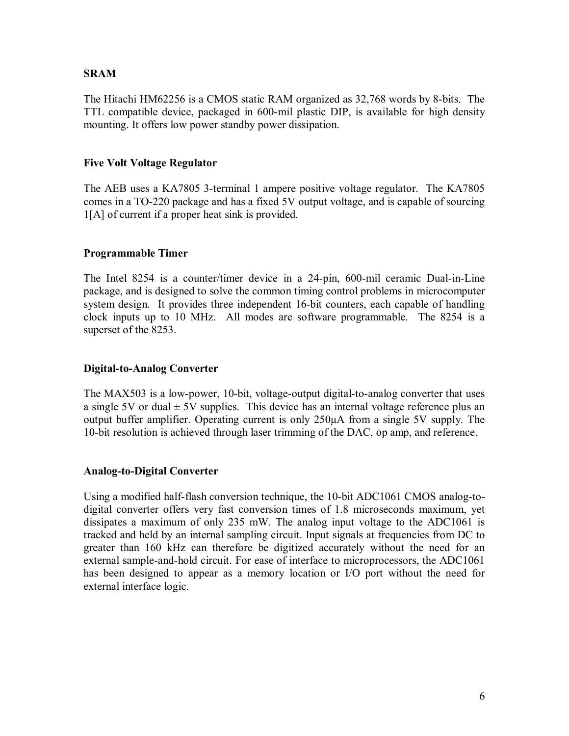**SRAM**

The Hitachi HM62256 is a CMOS static RAM organized as 32,768 words by 8-bits. The TTL compatible device, packaged in 600-mil plastic DIP, is available for high density mounting. It offers low power standby power dissipation.

**Five Volt Voltage Regulator**

The AEB uses a KA7805 3-terminal 1 ampere positive voltage regulator. The KA7805 comes in a TO-220 package and has a fixed 5V output voltage, and is capable of sourcing 1[A] of current if a proper heat sink is provided.

**Programmable Timer**

The Intel 8254 is a counter/timer device in a 24-pin, 600-mil ceramic Dual-in-Line package, and is designed to solve the common timing control problems in microcomputer system design. It provides three independent 16-bit counters, each capable of handling clock inputs up to 10 MHz. All modes are software programmable. The 8254 is a superset of the 8253.

**Digital-to-Analog Converter**

The MAX503 is a low-power, 10-bit, voltage-output digital-to-analog converter that uses a single 5V or dual ± 5V supplies. This device has an internal voltage reference plus an output buffer amplifier. Operating current is only 250µA from a single 5V supply. The 10-bit resolution is achieved through laser trimming of the DAC, op amp, and reference.

**Analog-to-Digital Converter**

Using a modified half-flash conversion technique, the 10-bit ADC1061 CMOS analog-to-digital converter offers very fast conversion times of 1.8 microseconds maximum, yet dissipates a maximum of only 235 mW. The analog input voltage to the ADC1061 is tracked and held by an internal sampling circuit. Input signals at frequencies from DC to greater than 160 kHz can therefore be digitized accurately without the need for an external sample-and-hold circuit. For ease of interface to microprocessors, the ADC1061 has been designed to appear as a memory location or I/O port without the need for external interface logic.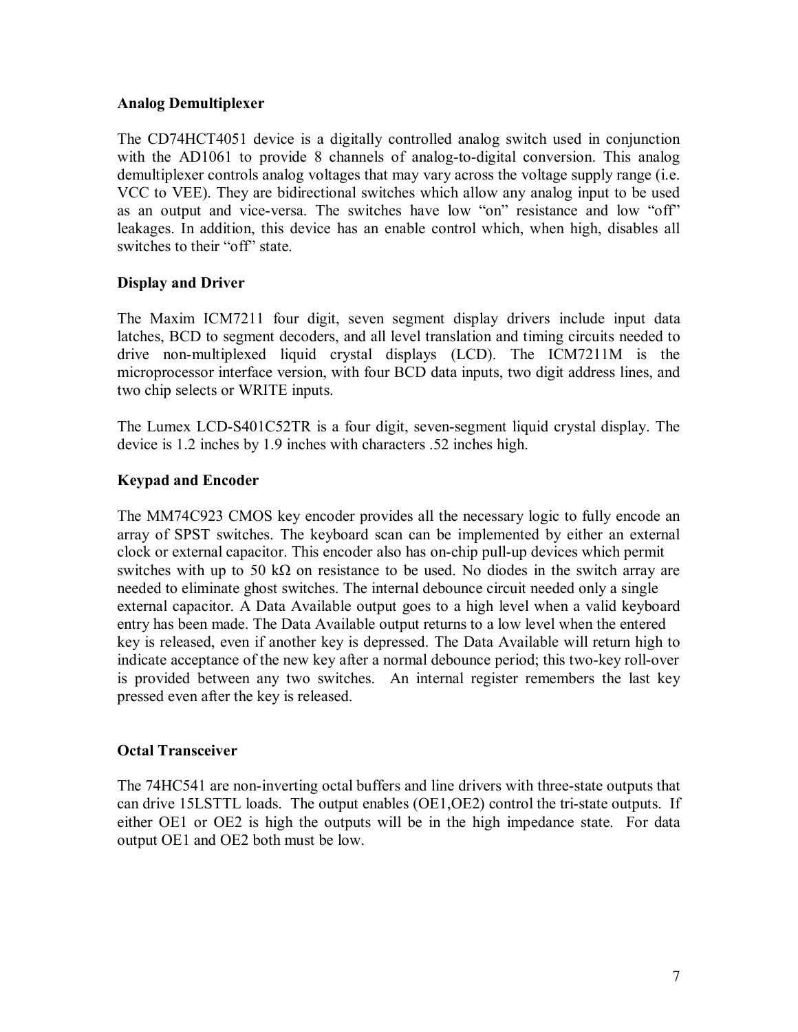**Analog Demultiplexer**

The CD74HCT4051 device is a digitally controlled analog switch used in conjunction with the AD1061 to provide 8 channels of analog-to-digital conversion. This analog demultiplexer controls analog voltages that may vary across the voltage supply range (i.e. VCC to VEE). They are bidirectional switches which allow any analog input to be used as an output and vice-versa. The switches have low "on" resistance and low "off" leakages. In addition, this device has an enable control which, when high, disables all switches to their "off" state.

**Display and Driver**

The Maxim ICM7211 four digit, seven segment display drivers include input data latches, BCD to segment decoders, and all level translation and timing circuits needed to drive non-multiplexed liquid crystal displays (LCD). The ICM7211M is the microprocessor interface version, with four BCD data inputs, two digit address lines, and two chip selects or WRITE inputs.

The Lumex LCD-S401C52TR is a four digit, seven-segment liquid crystal display. The device is 1.2 inches by 1.9 inches with characters .52 inches high.

**Keypad and Encoder**

The MM74C923 CMOS key encoder provides all the necessary logic to fully encode an array of SPST switches. The keyboard scan can be implemented by either an external clock or external capacitor. This encoder also has on-chip pull-up devices which permit switches with up to 50 kΩ on resistance to be used. No diodes in the switch array are needed to eliminate ghost switches. The internal debounce circuit needed only a single external capacitor. A Data Available output goes to a high level when a valid keyboard entry has been made. The Data Available output returns to a low level when the entered key is released, even if another key is depressed. The Data Available will return high to indicate acceptance of the new key after a normal debounce period; this two-key roll-over is provided between any two switches. An internal register remembers the last key pressed even after the key is released.

**Octal Transceiver**

The 74HC541 are non-inverting octal buffers and line drivers with three-state outputs that can drive 15LSTTL loads. The output enables (OE1,OE2) control the tri-state outputs. If either OE1 or OE2 is high the outputs will be in the high impedance state. For data output OE1 and OE2 both must be low.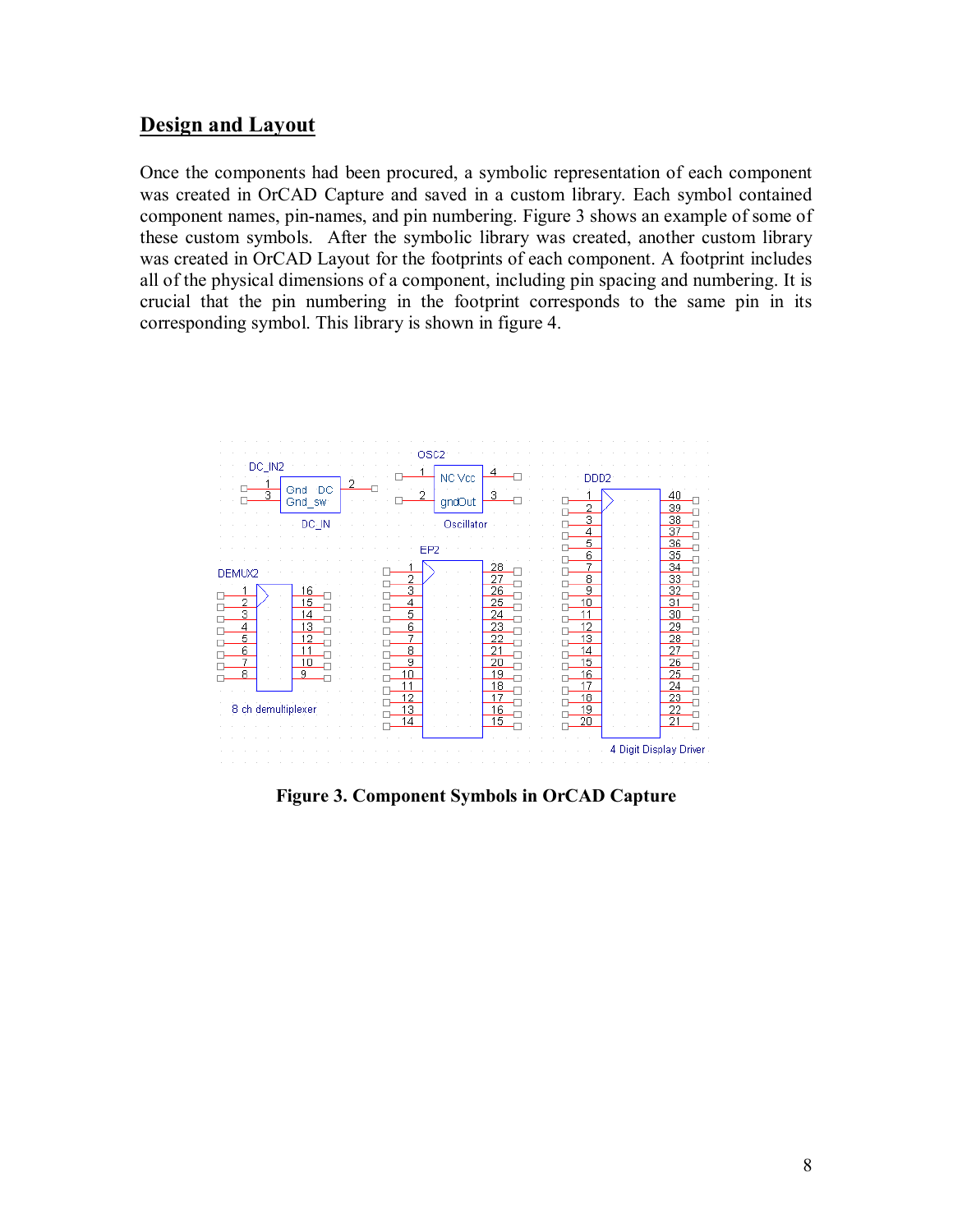## Design and Layout

Once the components had been procured, a symbolic representation of each component was created in OrCAD Capture and saved in a custom library. Each symbol contained component names, pin-names, and pin numbering. Figure 3 shows an example of some of these custom symbols. After the symbolic library was created, another custom library was created in OrCAD Layout for the footprints of each component. A footprint includes all of the physical dimensions of a component, including pin spacing and numbering. It is crucial that the pin numbering in the footprint corresponds to the same pin in its corresponding symbol. This library is shown in figure 4.

**Figure 3. Component Symbols in OrCAD Capture**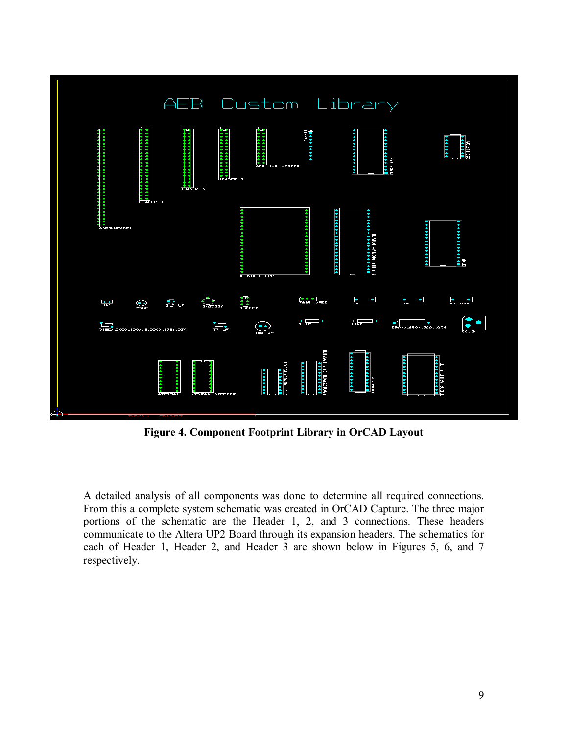**Figure 4. Component Footprint Library in OrCAD Layout**

A detailed analysis of all components was done to determine all required connections. From this a complete system schematic was created in OrCAD Capture. The three major portions of the schematic are the Header 1, 2, and 3 connections. These headers communicate to the Altera UP2 Board through its expansion headers. The schematics for each of Header 1, Header 2, and Header 3 are shown below in Figures 5, 6, and 7 respectively.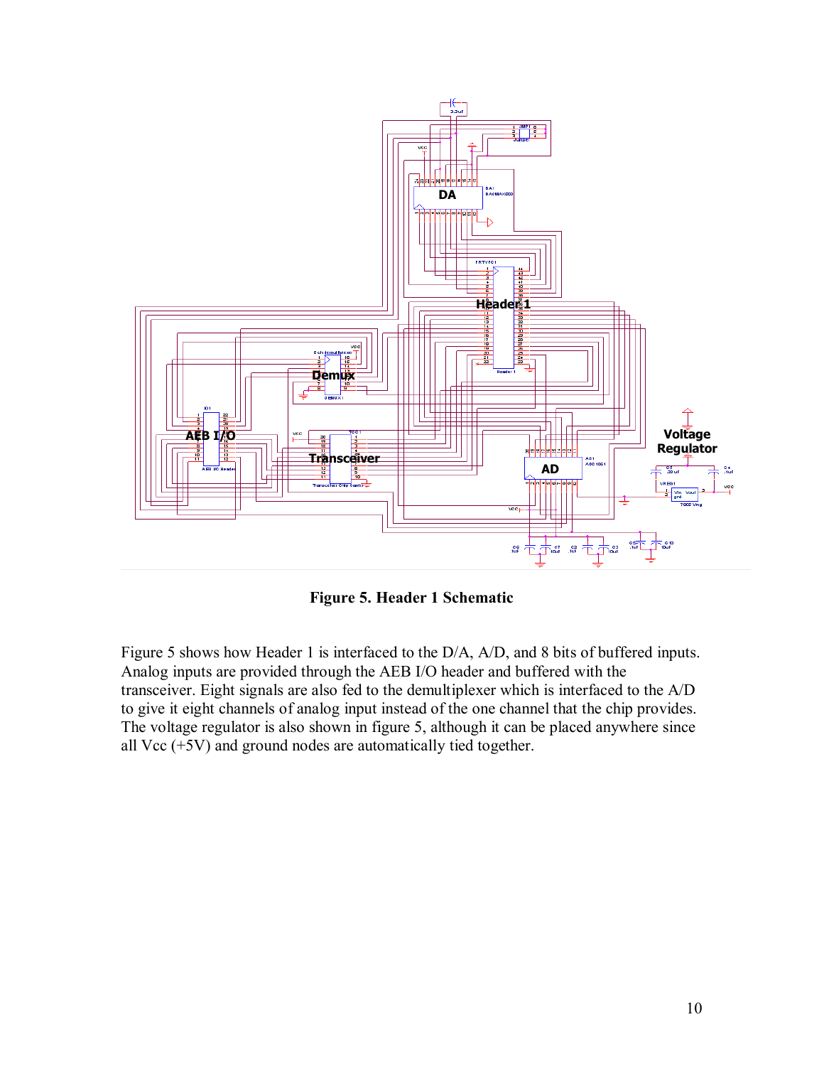**Figure 5. Header 1 Schematic**

Figure 5 shows how Header 1 is interfaced to the D/A, A/D, and 8 bits of buffered inputs. Analog inputs are provided through the AEB I/O header and buffered with the transceiver. Eight signals are also fed to the demultiplexer which is interfaced to the A/D to give it eight channels of analog input instead of the one channel that the chip provides. The voltage regulator is also shown in figure 5, although it can be placed anywhere since all Vcc (+5V) and ground nodes are automatically tied together.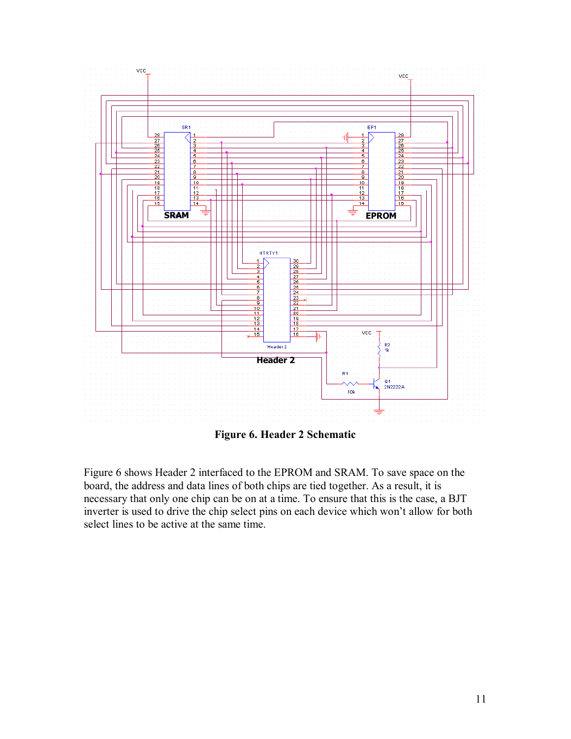**Figure 6. Header 2 Schematic**

Figure 6 shows Header 2 interfaced to the EPROM and SRAM. To save space on the board, the address and data lines of both chips are tied together. As a result, it is necessary that only one chip can be on at a time. To ensure that this is the case, a BJT inverter is used to drive the chip select pins on each device which won't allow for both select lines to be active at the same time.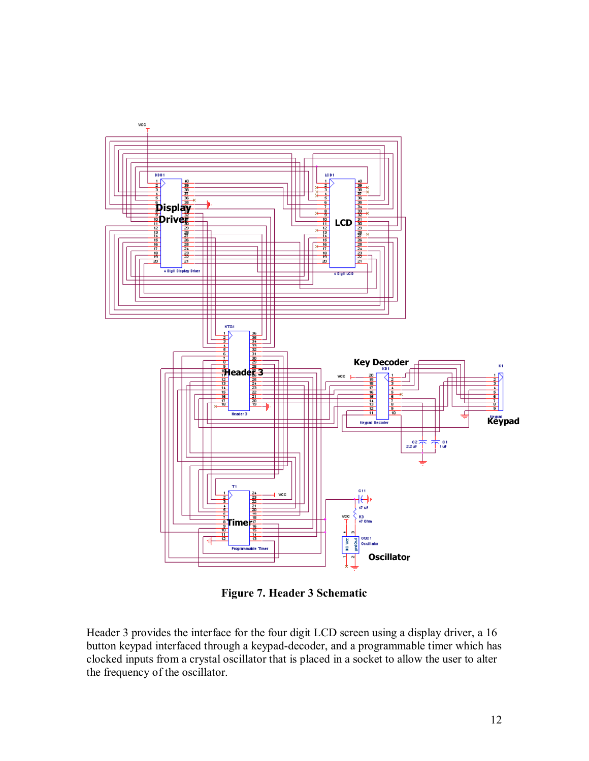**Figure 7. Header 3 Schematic**

Header 3 provides the interface for the four digit LCD screen using a display driver, a 16 button keypad interfaced through a keypad-decoder, and a programmable timer which has clocked inputs from a crystal oscillator that is placed in a socket to allow the user to alter the frequency of the oscillator.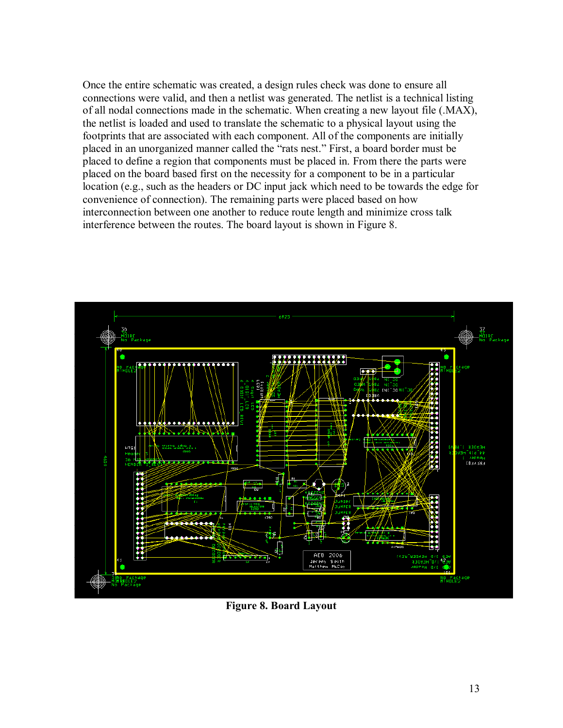Once the entire schematic was created, a design rules check was done to ensure all connections were valid, and then a netlist was generated. The netlist is a technical listing of all nodal connections made in the schematic. When creating a new layout file (.MAX), the netlist is loaded and used to translate the schematic to a physical layout using the footprints that are associated with each component. All of the components are initially placed in an unorganized manner called the "rats nest." First, a board border must be placed to define a region that components must be placed in. From there the parts were placed on the board based first on the necessity for a component to be in a particular location (e.g., such as the headers or DC input jack which need to be towards the edge for convenience of connection). The remaining parts were placed based on how interconnection between one another to reduce route length and minimize cross talk interference between the routes. The board layout is shown in Figure 8.

**Figure 8. Board Layout**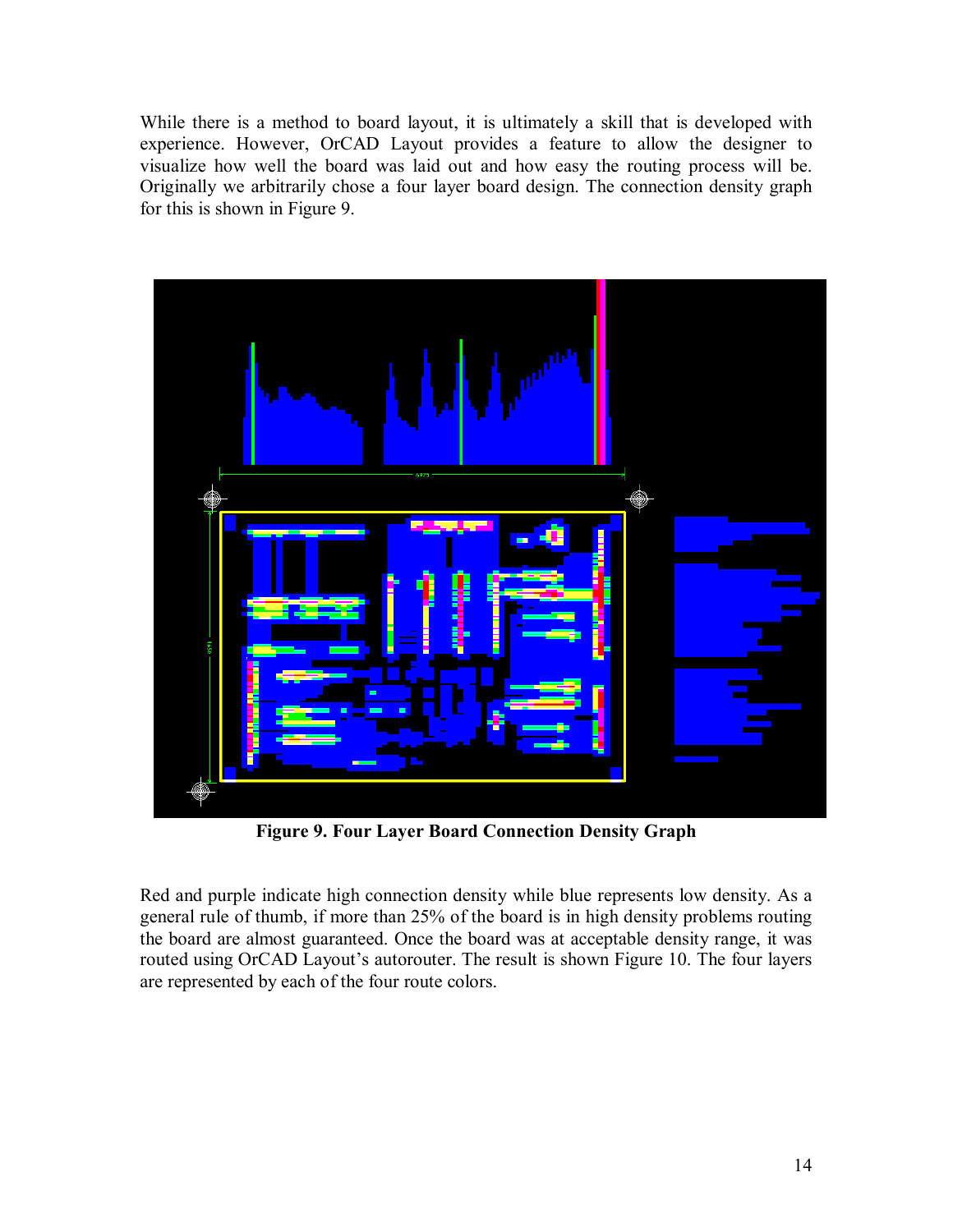While there is a method to board layout, it is ultimately a skill that is developed with experience. However, OrCAD Layout provides a feature to allow the designer to visualize how well the board was laid out and how easy the routing process will be. Originally we arbitrarily chose a four layer board design. The connection density graph for this is shown in Figure 9.

**Figure 9. Four Layer Board Connection Density Graph**

Red and purple indicate high connection density while blue represents low density. As a general rule of thumb, if more than 25% of the board is in high density problems routing the board are almost guaranteed. Once the board was at acceptable density range, it was routed using OrCAD Layout's autorouter. The result is shown Figure 10. The four layers are represented by each of the four route colors.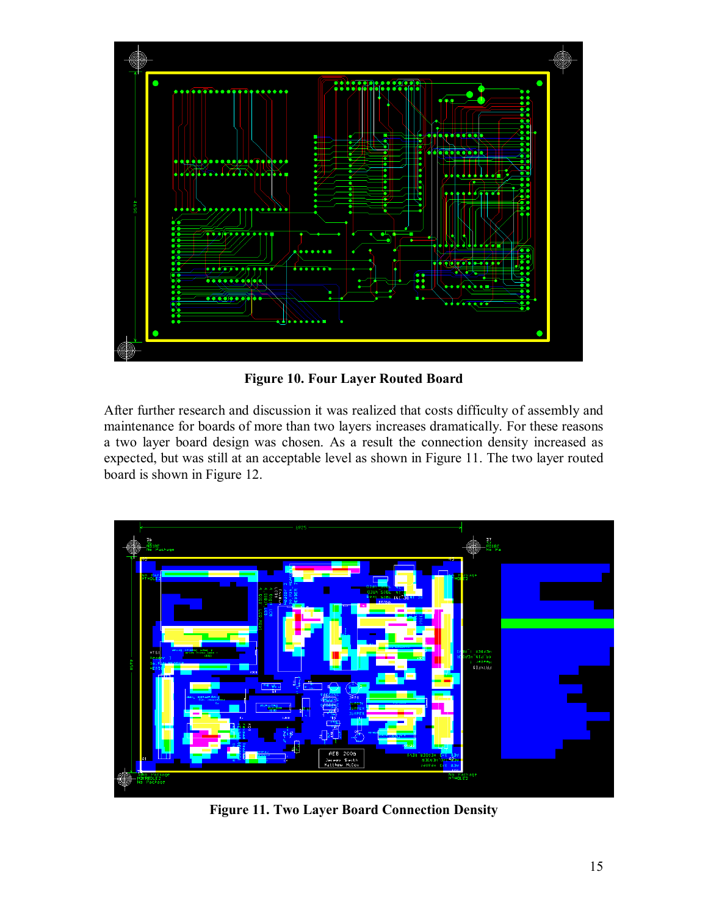**Figure 10. Four Layer Routed Board**

After further research and discussion it was realized that costs difficulty of assembly and maintenance for boards of more than two layers increases dramatically. For these reasons a two layer board design was chosen. As a result the connection density increased as expected, but was still at an acceptable level as shown in Figure 11. The two layer routed board is shown in Figure 12.

**Figure 11. Two Layer Board Connection Density**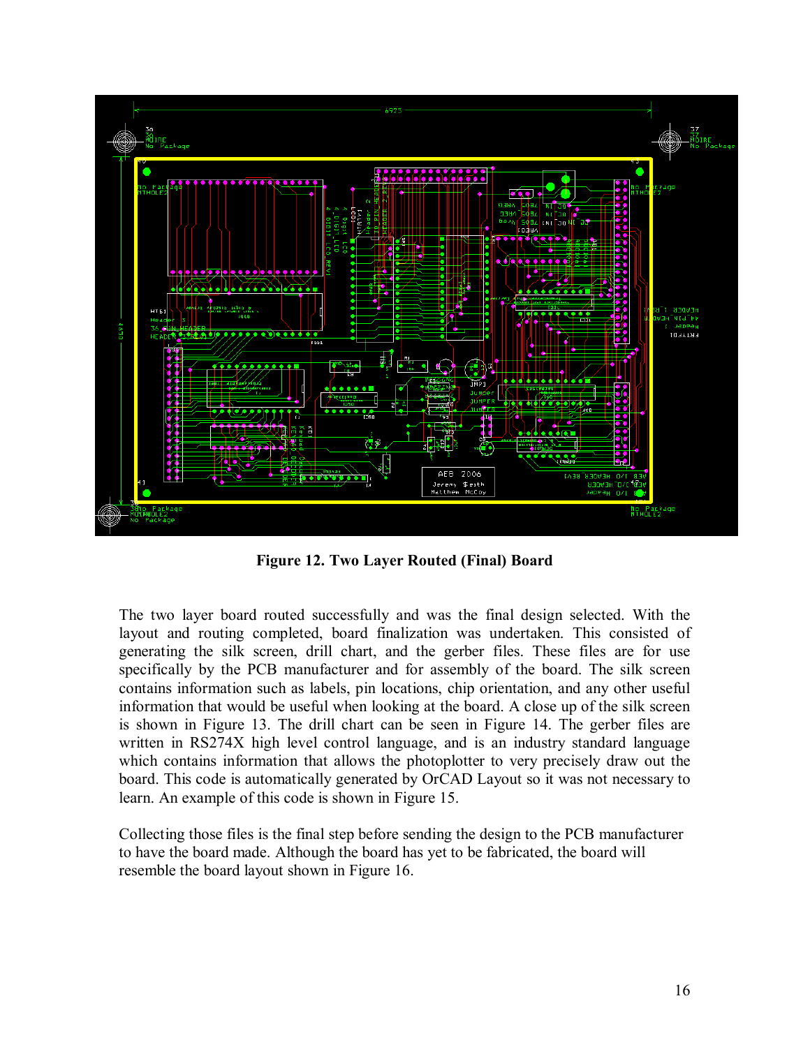Figure 12. Two Layer Routed (Final) Board

The two layer board routed successfully and was the final design selected. With the layout and routing completed, board finalization was undertaken. This consisted of generating the silk screen, drill chart, and the gerber files. These files are for use specifically by the PCB manufacturer and for assembly of the board. The silk screen contains information such as labels, pin locations, chip orientation, and any other useful information that would be useful when looking at the board. A close up of the silk screen is shown in Figure 13. The drill chart can be seen in Figure 14. The gerber files are written in RS274X high level control language, and is an industry standard language which contains information that allows the photoplotter to very precisely draw out the board. This code is automatically generated by OrCAD Layout so it was not necessary to learn. An example of this code is shown in Figure 15.

Collecting those files is the final step before sending the design to the PCB manufacturer to have the board made. Although the board has yet to be fabricated, the board will resemble the board layout shown in Figure 16.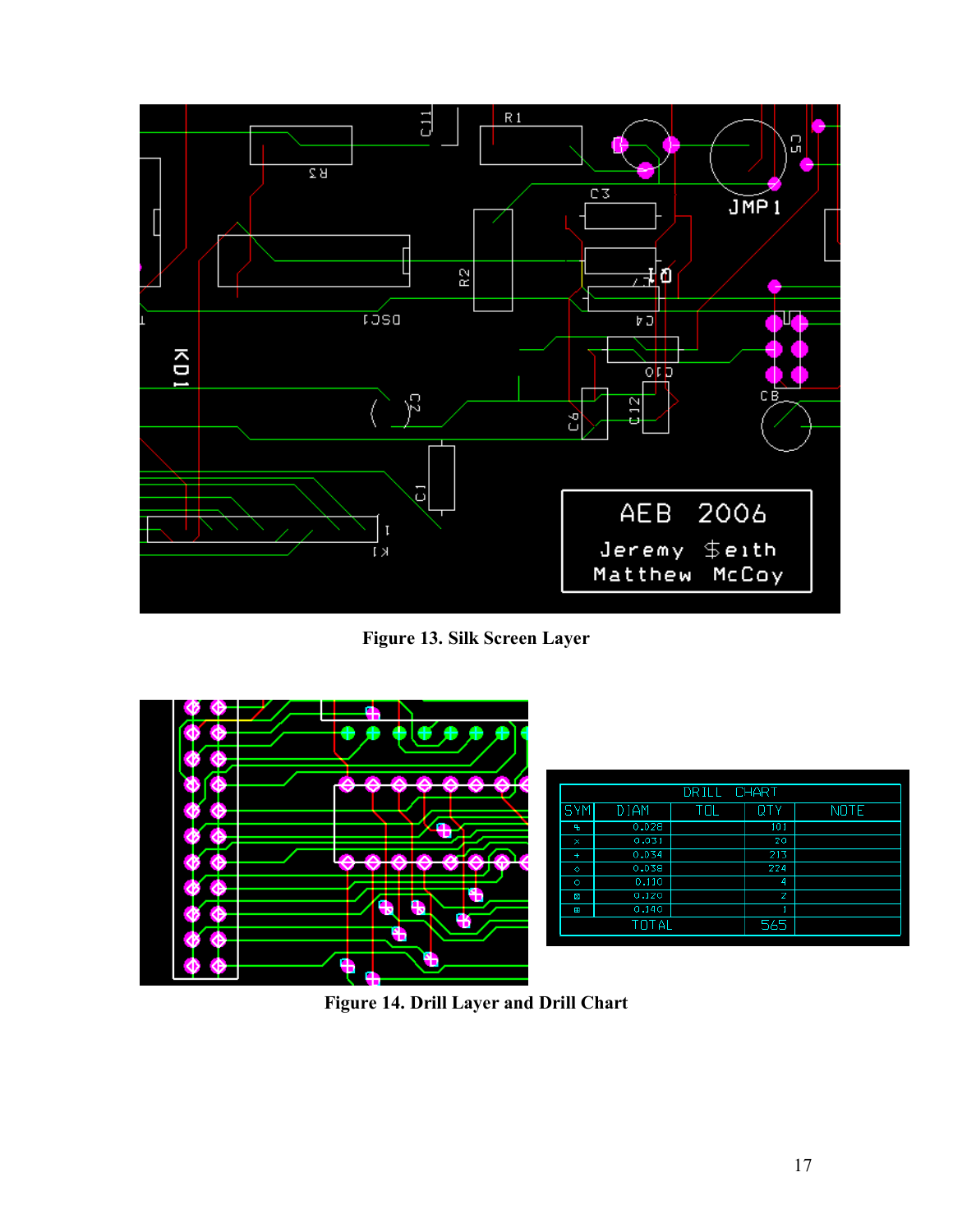Figure 13. Silk Screen Layer

Figure 14. Drill Layer and Drill Chart

| DRILL CHART | | | | |
|---|---|---|---|---|
| SYM | DIAM | TOL | QTY | NOTE |
| | 0.028 | | 101 | |
| × | 0.031 | | 20 | |
| + | 0.034 | | 213 | |
| ◇ | 0.038 | | 224 | |
| ○ | 0.110 | | 4 | |
| ⊠ | 0.120 | | 2 | |
| ⊞ | 0.140 | | 1 | |
| | TOTAL | | 565 | |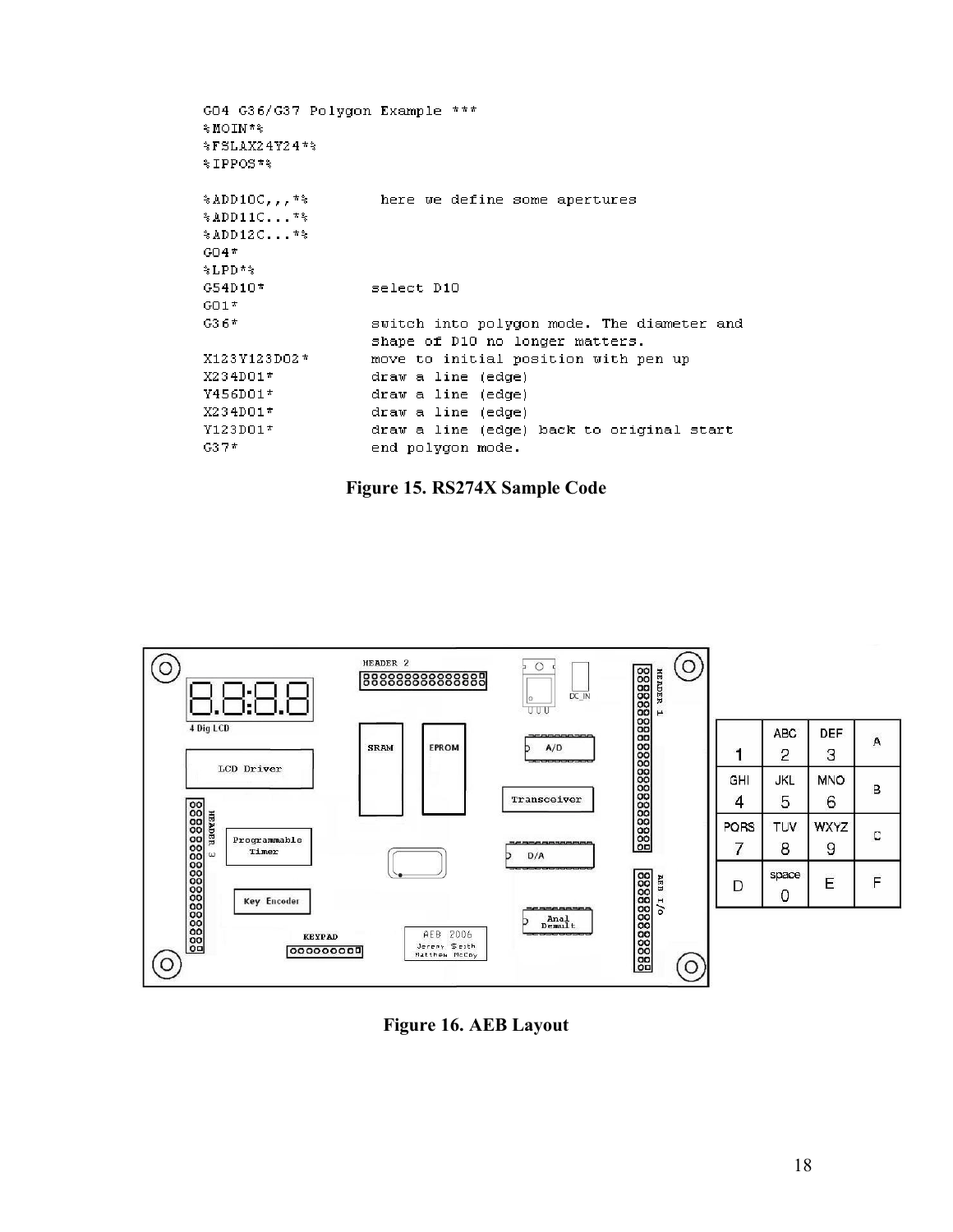```
G04 G36/G37 Polygon Example ***
%MOIN*%
%FSLAX24Y24*%
%IPPOS*%

%ADD10C,,,*%          here we define some apertures
%ADD11C...*%
%ADD12C...*%
G04*
%LPD*%
G54D10*               select D10
G01*
G36*                  switch into polygon mode. The diameter and
                      shape of D10 no longer matters.
X123Y123D02*          move to initial position with pen up
X234D01*              draw a line (edge)
Y456D01*              draw a line (edge)
X234D01*              draw a line (edge)
Y123D01*              draw a line (edge) back to original start
G37*                  end polygon mode.
```

**Figure 15. RS274X Sample Code**

| 1 | ABC 2 | DEF 3 | A |
|---|---|---|---|
| GHI 4 | JKL 5 | MNO 6 | B |
| PORS 7 | TUV 8 | WXYZ 9 | C |
| D | space 0 | E | F |

**Figure 16. AEB Layout**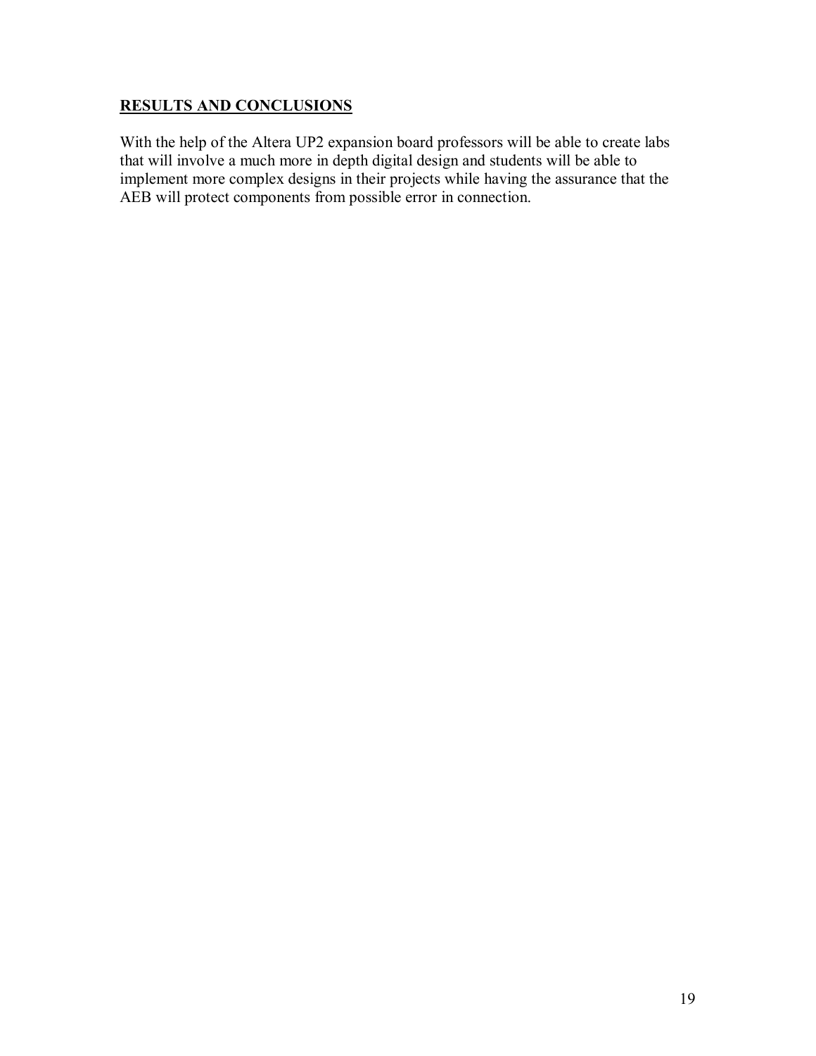## RESULTS AND CONCLUSIONS

With the help of the Altera UP2 expansion board professors will be able to create labs that will involve a much more in depth digital design and students will be able to implement more complex designs in their projects while having the assurance that the AEB will protect components from possible error in connection.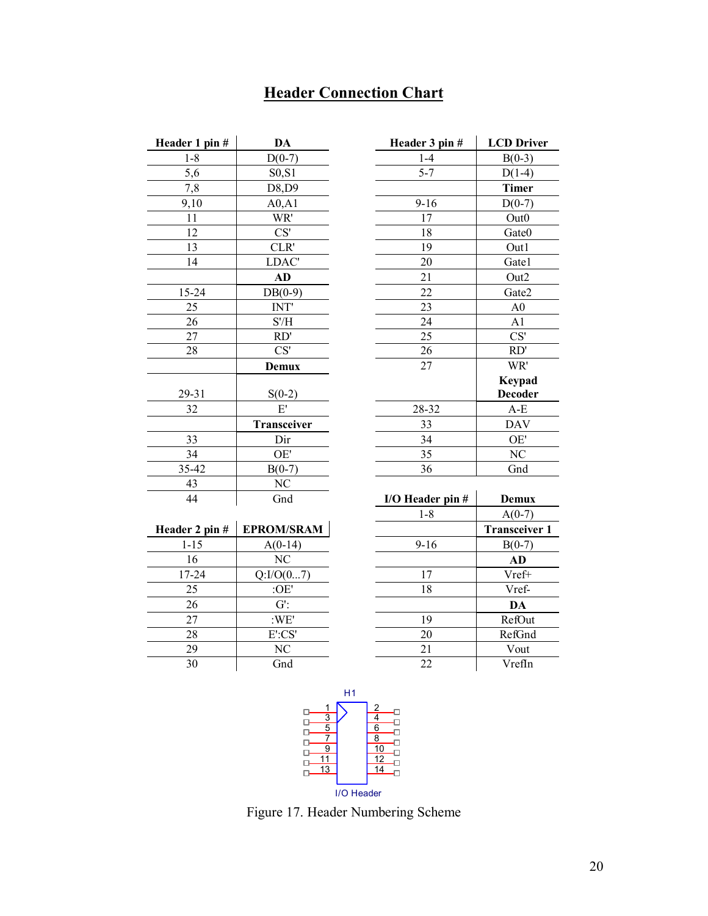# Header Connection Chart

| Header 1 pin # | DA |
|---|---|
| 1-8 | D(0-7) |
| 5,6 | S0,S1 |
| 7,8 | D8,D9 |
| 9,10 | A0,A1 |
| 11 | WR' |
| 12 | CS' |
| 13 | CLR' |
| 14 | LDAC' |
| | **AD** |
| 15-24 | DB(0-9) |
| 25 | INT' |
| 26 | S'/H |
| 27 | RD' |
| 28 | CS' |
| | **Demux** |
| 29-31 | S(0-2) |
| 32 | E' |
| | **Transceiver** |
| 33 | Dir |
| 34 | OE' |
| 35-42 | B(0-7) |
| 43 | NC |
| 44 | Gnd |

| Header 2 pin # | EPROM/SRAM |
|---|---|
| 1-15 | A(0-14) |
| 16 | NC |
| 17-24 | Q:I/O(0...7) |
| 25 | :OE' |
| 26 | G': |
| 27 | :WE' |
| 28 | E':CS' |
| 29 | NC |
| 30 | Gnd |

| Header 3 pin # | LCD Driver |
|---|---|
| 1-4 | B(0-3) |
| 5-7 | D(1-4) |
| | **Timer** |
| 9-16 | D(0-7) |
| 17 | Out0 |
| 18 | Gate0 |
| 19 | Out1 |
| 20 | Gate1 |
| 21 | Out2 |
| 22 | Gate2 |
| 23 | A0 |
| 24 | A1 |
| 25 | CS' |
| 26 | RD' |
| 27 | WR' |
| | **Keypad Decoder** |
| 28-32 | A-E |
| 33 | DAV |
| 34 | OE' |
| 35 | NC |
| 36 | Gnd |

| I/O Header pin # | Demux |
|---|---|
| 1-8 | A(0-7) |
| | **Transceiver 1** |
| 9-16 | B(0-7) |
| | **AD** |
| 17 | Vref+ |
| 18 | Vref- |
| | **DA** |
| 19 | RefOut |
| 20 | RefGnd |
| 21 | Vout |
| 22 | VrefIn |

H1

1 2
3 4
5 6
7 8
9 10
11 12
13 14

I/O Header

Figure 17. Header Numbering Scheme